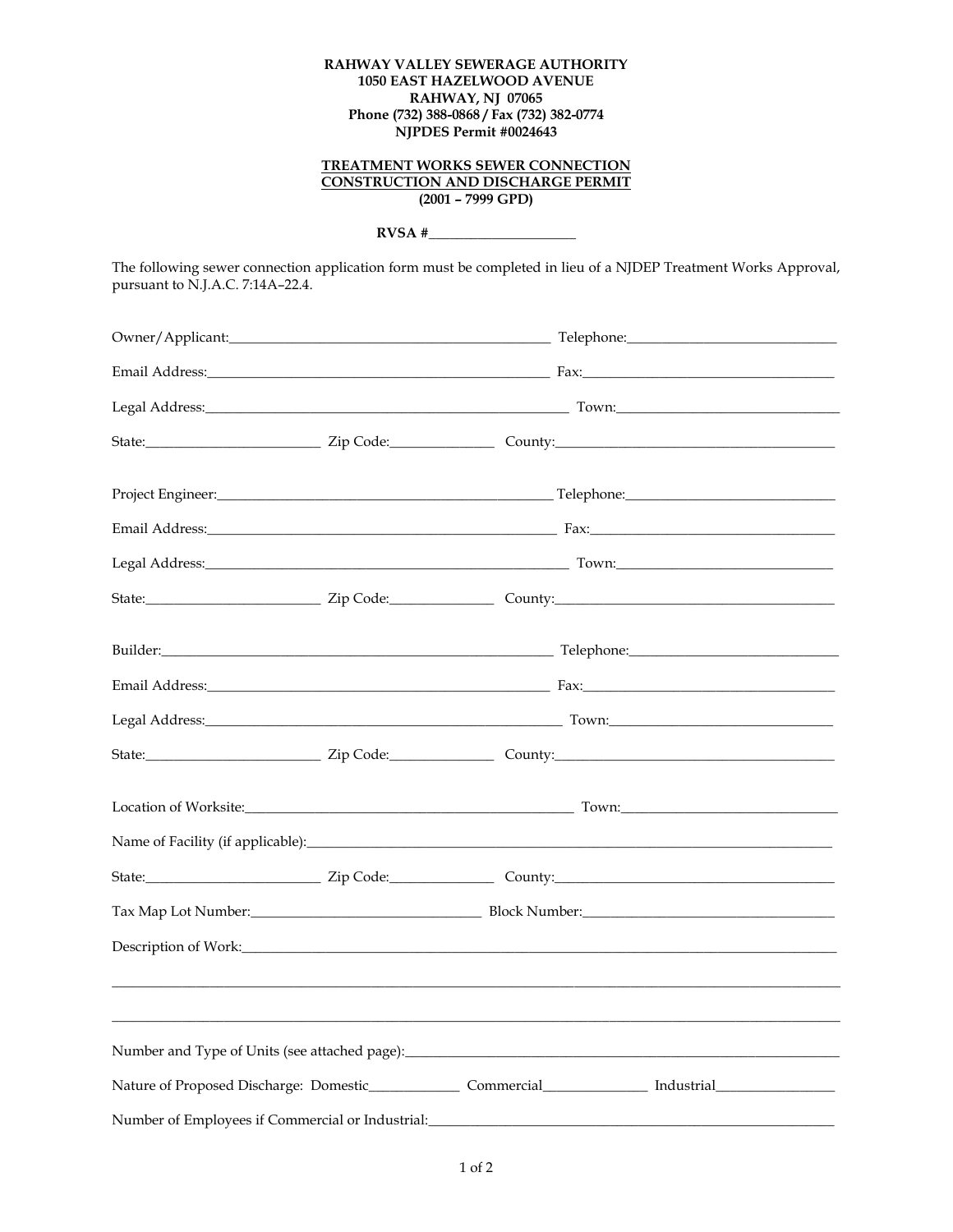**RAHWAY VALLEY SEWERAGE AUTHORITY**
**1050 EAST HAZELWOOD AVENUE**
**RAHWAY, NJ 07065**
**Phone (732) 388-0868 / Fax (732) 382-0774**
**NJPDES Permit #0024643**

**TREATMENT WORKS SEWER CONNECTION**
**CONSTRUCTION AND DISCHARGE PERMIT**
**(2001 – 7999 GPD)**

**RVSA #\_\_\_\_\_\_\_\_\_\_\_\_\_\_\_\_\_\_\_\_\_\_**

The following sewer connection application form must be completed in lieu of a NJDEP Treatment Works Approval, pursuant to N.J.A.C. 7:14A–22.4.

Owner/Applicant:\_\_\_\_\_\_\_\_\_\_\_\_\_\_\_\_\_\_\_\_\_\_\_\_\_\_\_\_\_\_\_\_\_\_\_\_\_\_\_\_\_\_\_\_ Telephone:\_\_\_\_\_\_\_\_\_\_\_\_\_\_\_\_\_\_\_\_\_\_\_\_\_\_\_\_\_\_

Email Address:\_\_\_\_\_\_\_\_\_\_\_\_\_\_\_\_\_\_\_\_\_\_\_\_\_\_\_\_\_\_\_\_\_\_\_\_\_\_\_\_\_\_\_\_\_\_ Fax:\_\_\_\_\_\_\_\_\_\_\_\_\_\_\_\_\_\_\_\_\_\_\_\_\_\_\_\_\_\_\_\_\_\_\_

Legal Address:\_\_\_\_\_\_\_\_\_\_\_\_\_\_\_\_\_\_\_\_\_\_\_\_\_\_\_\_\_\_\_\_\_\_\_\_\_\_\_\_\_\_\_\_\_\_\_\_\_ Town:\_\_\_\_\_\_\_\_\_\_\_\_\_\_\_\_\_\_\_\_\_\_\_\_\_\_\_\_\_\_\_\_

State:\_\_\_\_\_\_\_\_\_\_\_\_\_\_\_\_\_\_\_\_\_\_\_\_ Zip Code:\_\_\_\_\_\_\_\_\_\_\_\_\_\_ County:\_\_\_\_\_\_\_\_\_\_\_\_\_\_\_\_\_\_\_\_\_\_\_\_\_\_\_\_\_\_\_\_\_\_\_\_\_\_\_

Project Engineer:\_\_\_\_\_\_\_\_\_\_\_\_\_\_\_\_\_\_\_\_\_\_\_\_\_\_\_\_\_\_\_\_\_\_\_\_\_\_\_\_\_\_\_\_\_\_ Telephone:\_\_\_\_\_\_\_\_\_\_\_\_\_\_\_\_\_\_\_\_\_\_\_\_\_\_\_\_\_\_

Email Address:\_\_\_\_\_\_\_\_\_\_\_\_\_\_\_\_\_\_\_\_\_\_\_\_\_\_\_\_\_\_\_\_\_\_\_\_\_\_\_\_\_\_\_\_\_\_\_ Fax:\_\_\_\_\_\_\_\_\_\_\_\_\_\_\_\_\_\_\_\_\_\_\_\_\_\_\_\_\_\_\_\_\_\_\_

Legal Address:\_\_\_\_\_\_\_\_\_\_\_\_\_\_\_\_\_\_\_\_\_\_\_\_\_\_\_\_\_\_\_\_\_\_\_\_\_\_\_\_\_\_\_\_\_\_\_\_\_ Town:\_\_\_\_\_\_\_\_\_\_\_\_\_\_\_\_\_\_\_\_\_\_\_\_\_\_\_\_\_\_

State:\_\_\_\_\_\_\_\_\_\_\_\_\_\_\_\_\_\_\_\_\_\_\_\_ Zip Code:\_\_\_\_\_\_\_\_\_\_\_\_\_\_ County:\_\_\_\_\_\_\_\_\_\_\_\_\_\_\_\_\_\_\_\_\_\_\_\_\_\_\_\_\_\_\_\_\_\_\_\_\_\_\_

Builder:\_\_\_\_\_\_\_\_\_\_\_\_\_\_\_\_\_\_\_\_\_\_\_\_\_\_\_\_\_\_\_\_\_\_\_\_\_\_\_\_\_\_\_\_\_\_\_\_\_\_\_\_\_\_ Telephone:\_\_\_\_\_\_\_\_\_\_\_\_\_\_\_\_\_\_\_\_\_\_\_\_\_\_\_\_\_\_

Email Address:\_\_\_\_\_\_\_\_\_\_\_\_\_\_\_\_\_\_\_\_\_\_\_\_\_\_\_\_\_\_\_\_\_\_\_\_\_\_\_\_\_\_\_\_\_\_ Fax:\_\_\_\_\_\_\_\_\_\_\_\_\_\_\_\_\_\_\_\_\_\_\_\_\_\_\_\_\_\_\_\_\_\_\_

Legal Address:\_\_\_\_\_\_\_\_\_\_\_\_\_\_\_\_\_\_\_\_\_\_\_\_\_\_\_\_\_\_\_\_\_\_\_\_\_\_\_\_\_\_\_\_\_\_\_\_ Town:\_\_\_\_\_\_\_\_\_\_\_\_\_\_\_\_\_\_\_\_\_\_\_\_\_\_\_\_\_\_

State:\_\_\_\_\_\_\_\_\_\_\_\_\_\_\_\_\_\_\_\_\_\_\_\_ Zip Code:\_\_\_\_\_\_\_\_\_\_\_\_\_\_ County:\_\_\_\_\_\_\_\_\_\_\_\_\_\_\_\_\_\_\_\_\_\_\_\_\_\_\_\_\_\_\_\_\_\_\_\_\_\_\_

Location of Worksite:\_\_\_\_\_\_\_\_\_\_\_\_\_\_\_\_\_\_\_\_\_\_\_\_\_\_\_\_\_\_\_\_\_\_\_\_\_\_\_\_\_\_\_\_\_ Town:\_\_\_\_\_\_\_\_\_\_\_\_\_\_\_\_\_\_\_\_\_\_\_\_\_\_\_\_\_\_

Name of Facility (if applicable):\_\_\_\_\_\_\_\_\_\_\_\_\_\_\_\_\_\_\_\_\_\_\_\_\_\_\_\_\_\_\_\_\_\_\_\_\_\_\_\_\_\_\_\_\_\_\_\_\_\_\_\_\_\_\_\_\_\_\_\_\_\_\_\_\_\_\_\_\_\_\_\_

State:\_\_\_\_\_\_\_\_\_\_\_\_\_\_\_\_\_\_\_\_\_\_\_\_ Zip Code:\_\_\_\_\_\_\_\_\_\_\_\_\_\_ County:\_\_\_\_\_\_\_\_\_\_\_\_\_\_\_\_\_\_\_\_\_\_\_\_\_\_\_\_\_\_\_\_\_\_\_\_\_\_\_

Tax Map Lot Number:\_\_\_\_\_\_\_\_\_\_\_\_\_\_\_\_\_\_\_\_\_\_\_\_\_\_\_\_\_\_\_ Block Number:\_\_\_\_\_\_\_\_\_\_\_\_\_\_\_\_\_\_\_\_\_\_\_\_\_\_\_\_\_\_\_\_\_\_

Description of Work:\_\_\_\_\_\_\_\_\_\_\_\_\_\_\_\_\_\_\_\_\_\_\_\_\_\_\_\_\_\_\_\_\_\_\_\_\_\_\_\_\_\_\_\_\_\_\_\_\_\_\_\_\_\_\_\_\_\_\_\_\_\_\_\_\_\_\_\_\_\_\_\_\_\_\_\_\_\_\_\_\_

\_\_\_\_\_\_\_\_\_\_\_\_\_\_\_\_\_\_\_\_\_\_\_\_\_\_\_\_\_\_\_\_\_\_\_\_\_\_\_\_\_\_\_\_\_\_\_\_\_\_\_\_\_\_\_\_\_\_\_\_\_\_\_\_\_\_\_\_\_\_\_\_\_\_\_\_\_\_\_\_\_\_\_\_\_\_\_\_\_\_\_\_\_\_\_\_\_\_\_\_

\_\_\_\_\_\_\_\_\_\_\_\_\_\_\_\_\_\_\_\_\_\_\_\_\_\_\_\_\_\_\_\_\_\_\_\_\_\_\_\_\_\_\_\_\_\_\_\_\_\_\_\_\_\_\_\_\_\_\_\_\_\_\_\_\_\_\_\_\_\_\_\_\_\_\_\_\_\_\_\_\_\_\_\_\_\_\_\_\_\_\_\_\_\_\_\_\_\_\_\_

Number and Type of Units (see attached page):\_\_\_\_\_\_\_\_\_\_\_\_\_\_\_\_\_\_\_\_\_\_\_\_\_\_\_\_\_\_\_\_\_\_\_\_\_\_\_\_\_\_\_\_\_\_\_\_\_\_\_\_\_\_\_\_\_\_\_\_

Nature of Proposed Discharge: Domestic\_\_\_\_\_\_\_\_\_\_\_\_ Commercial\_\_\_\_\_\_\_\_\_\_\_\_\_\_ Industrial\_\_\_\_\_\_\_\_\_\_\_\_\_\_\_\_

Number of Employees if Commercial or Industrial:\_\_\_\_\_\_\_\_\_\_\_\_\_\_\_\_\_\_\_\_\_\_\_\_\_\_\_\_\_\_\_\_\_\_\_\_\_\_\_\_\_\_\_\_\_\_\_\_\_\_\_\_\_\_\_\_\_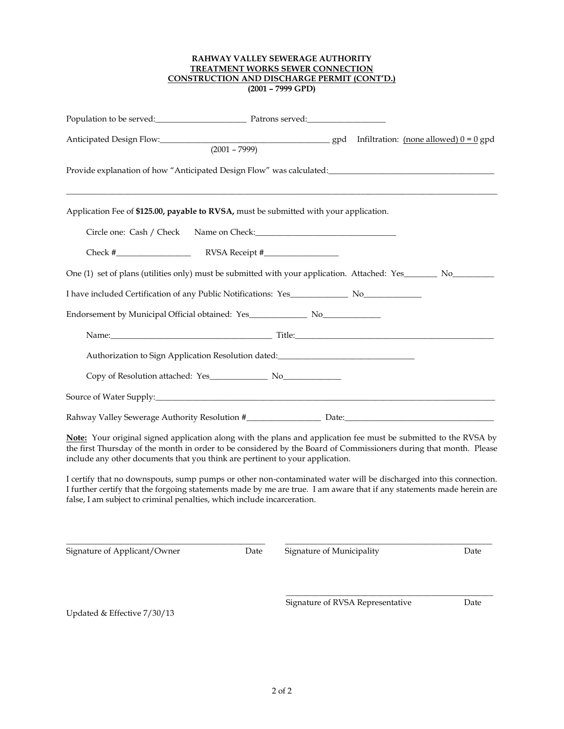**RAHWAY VALLEY SEWERAGE AUTHORITY**
**TREATMENT WORKS SEWER CONNECTION**
**CONSTRUCTION AND DISCHARGE PERMIT (CONT'D.)**
**(2001 – 7999 GPD)**

Population to be served:______________________ Patrons served:___________________

Anticipated Design Flow:________________________________________ gpd Infiltration: (none allowed) 0 = 0 gpd
(2001 – 7999)

Provide explanation of how "Anticipated Design Flow" was calculated:________________________________________

_____________________________________________________________________________________________________

Application Fee of **$125.00, payable to RVSA,** must be submitted with your application.

Circle one: Cash / Check Name on Check:__________________________________

Check #_________________ RVSA Receipt #_________________

One (1) set of plans (utilities only) must be submitted with your application. Attached: Yes________ No__________

I have included Certification of any Public Notifications: Yes______________ No______________

Endorsement by Municipal Official obtained: Yes______________ No______________

Name:______________________________________ Title:_______________________________________________

Authorization to Sign Application Resolution dated:_________________________________

Copy of Resolution attached: Yes______________ No______________

Source of Water Supply:_________________________________________________________________________________

Rahway Valley Sewerage Authority Resolution #_________________ Date:____________________________________

**Note:** Your original signed application along with the plans and application fee must be submitted to the RVSA by the first Thursday of the month in order to be considered by the Board of Commissioners during that month. Please include any other documents that you think are pertinent to your application.

I certify that no downspouts, sump pumps or other non-contaminated water will be discharged into this connection. I further certify that the forgoing statements made by me are true. I am aware that if any statements made herein are false, I am subject to criminal penalties, which include incarceration.

_________________________________________________ Date
Signature of Applicant/Owner

_________________________________________________ Date
Signature of Municipality

_________________________________________________ Date
Signature of RVSA Representative

Updated & Effective 7/30/13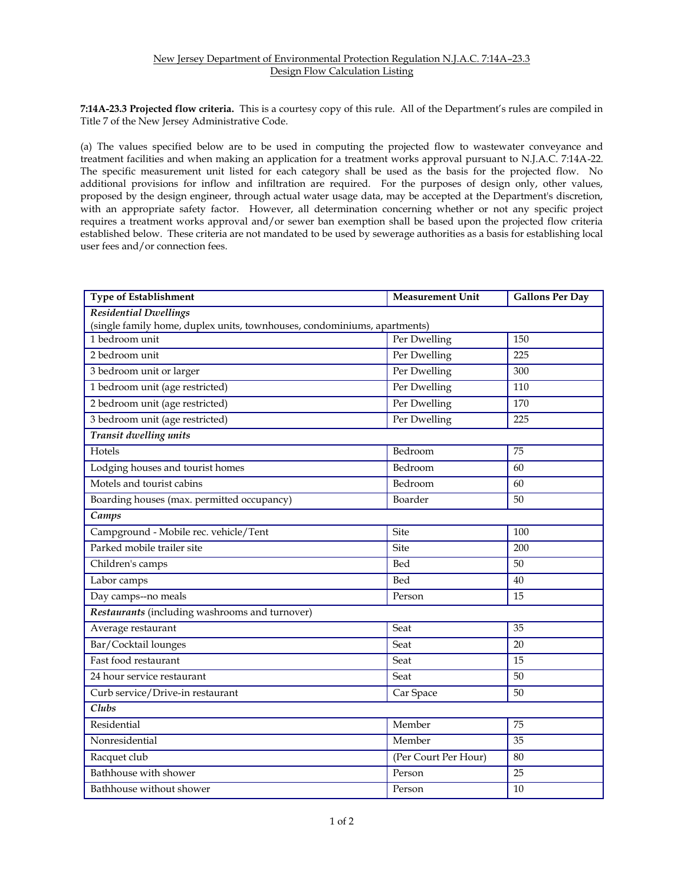New Jersey Department of Environmental Protection Regulation N.J.A.C. 7:14A–23.3
Design Flow Calculation Listing

**7:14A-23.3 Projected flow criteria.** This is a courtesy copy of this rule. All of the Department's rules are compiled in Title 7 of the New Jersey Administrative Code.

(a) The values specified below are to be used in computing the projected flow to wastewater conveyance and treatment facilities and when making an application for a treatment works approval pursuant to N.J.A.C. 7:14A-22. The specific measurement unit listed for each category shall be used as the basis for the projected flow. No additional provisions for inflow and infiltration are required. For the purposes of design only, other values, proposed by the design engineer, through actual water usage data, may be accepted at the Department's discretion, with an appropriate safety factor. However, all determination concerning whether or not any specific project requires a treatment works approval and/or sewer ban exemption shall be based upon the projected flow criteria established below. These criteria are not mandated to be used by sewerage authorities as a basis for establishing local user fees and/or connection fees.

| Type of Establishment | Measurement Unit | Gallons Per Day |
|---|---|---|
| *Residential Dwellings* (single family home, duplex units, townhouses, condominiums, apartments) | | |
| 1 bedroom unit | Per Dwelling | 150 |
| 2 bedroom unit | Per Dwelling | 225 |
| 3 bedroom unit or larger | Per Dwelling | 300 |
| 1 bedroom unit (age restricted) | Per Dwelling | 110 |
| 2 bedroom unit (age restricted) | Per Dwelling | 170 |
| 3 bedroom unit (age restricted) | Per Dwelling | 225 |
| ***Transit dwelling units*** | | |
| Hotels | Bedroom | 75 |
| Lodging houses and tourist homes | Bedroom | 60 |
| Motels and tourist cabins | Bedroom | 60 |
| Boarding houses (max. permitted occupancy) | Boarder | 50 |
| ***Camps*** | | |
| Campground - Mobile rec. vehicle/Tent | Site | 100 |
| Parked mobile trailer site | Site | 200 |
| Children's camps | Bed | 50 |
| Labor camps | Bed | 40 |
| Day camps--no meals | Person | 15 |
| ***Restaurants*** (including washrooms and turnover) | | |
| Average restaurant | Seat | 35 |
| Bar/Cocktail lounges | Seat | 20 |
| Fast food restaurant | Seat | 15 |
| 24 hour service restaurant | Seat | 50 |
| Curb service/Drive-in restaurant | Car Space | 50 |
| ***Clubs*** | | |
| Residential | Member | 75 |
| Nonresidential | Member | 35 |
| Racquet club | (Per Court Per Hour) | 80 |
| Bathhouse with shower | Person | 25 |
| Bathhouse without shower | Person | 10 |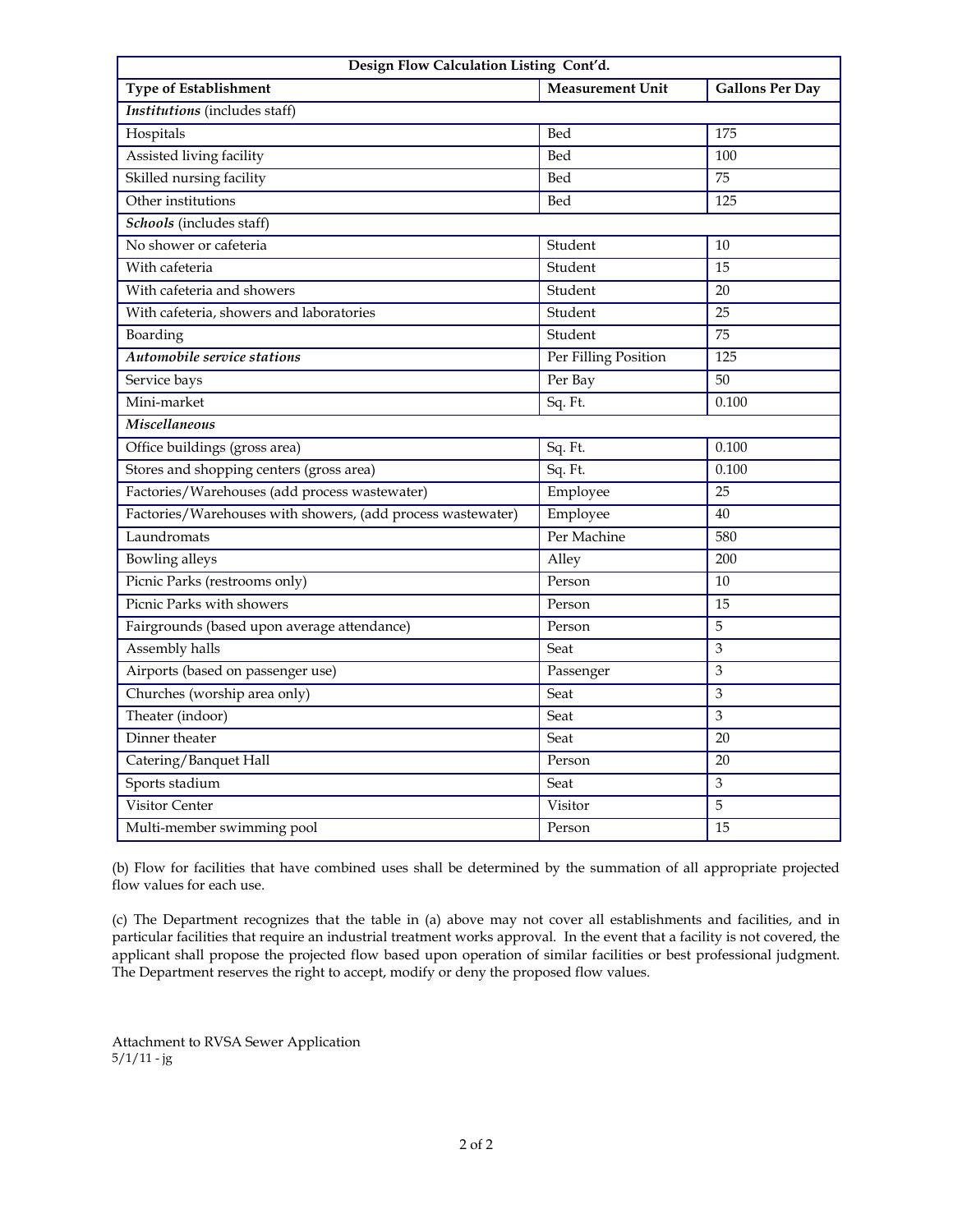| Design Flow Calculation Listing Cont'd. | | |
|---|---|---|
| **Type of Establishment** | **Measurement Unit** | **Gallons Per Day** |
| ***Institutions*** **(includes staff)** | | |
| Hospitals | Bed | 175 |
| Assisted living facility | Bed | 100 |
| Skilled nursing facility | Bed | 75 |
| Other institutions | Bed | 125 |
| ***Schools*** **(includes staff)** | | |
| No shower or cafeteria | Student | 10 |
| With cafeteria | Student | 15 |
| With cafeteria and showers | Student | 20 |
| With cafeteria, showers and laboratories | Student | 25 |
| Boarding | Student | 75 |
| ***Automobile service stations*** | Per Filling Position | 125 |
| Service bays | Per Bay | 50 |
| Mini-market | Sq. Ft. | 0.100 |
| ***Miscellaneous*** | | |
| Office buildings (gross area) | Sq. Ft. | 0.100 |
| Stores and shopping centers (gross area) | Sq. Ft. | 0.100 |
| Factories/Warehouses (add process wastewater) | Employee | 25 |
| Factories/Warehouses with showers, (add process wastewater) | Employee | 40 |
| Laundromats | Per Machine | 580 |
| Bowling alleys | Alley | 200 |
| Picnic Parks (restrooms only) | Person | 10 |
| Picnic Parks with showers | Person | 15 |
| Fairgrounds (based upon average attendance) | Person | 5 |
| Assembly halls | Seat | 3 |
| Airports (based on passenger use) | Passenger | 3 |
| Churches (worship area only) | Seat | 3 |
| Theater (indoor) | Seat | 3 |
| Dinner theater | Seat | 20 |
| Catering/Banquet Hall | Person | 20 |
| Sports stadium | Seat | 3 |
| Visitor Center | Visitor | 5 |
| Multi-member swimming pool | Person | 15 |

(b) Flow for facilities that have combined uses shall be determined by the summation of all appropriate projected flow values for each use.

(c) The Department recognizes that the table in (a) above may not cover all establishments and facilities, and in particular facilities that require an industrial treatment works approval. In the event that a facility is not covered, the applicant shall propose the projected flow based upon operation of similar facilities or best professional judgment. The Department reserves the right to accept, modify or deny the proposed flow values.

Attachment to RVSA Sewer Application
5/1/11 - jg